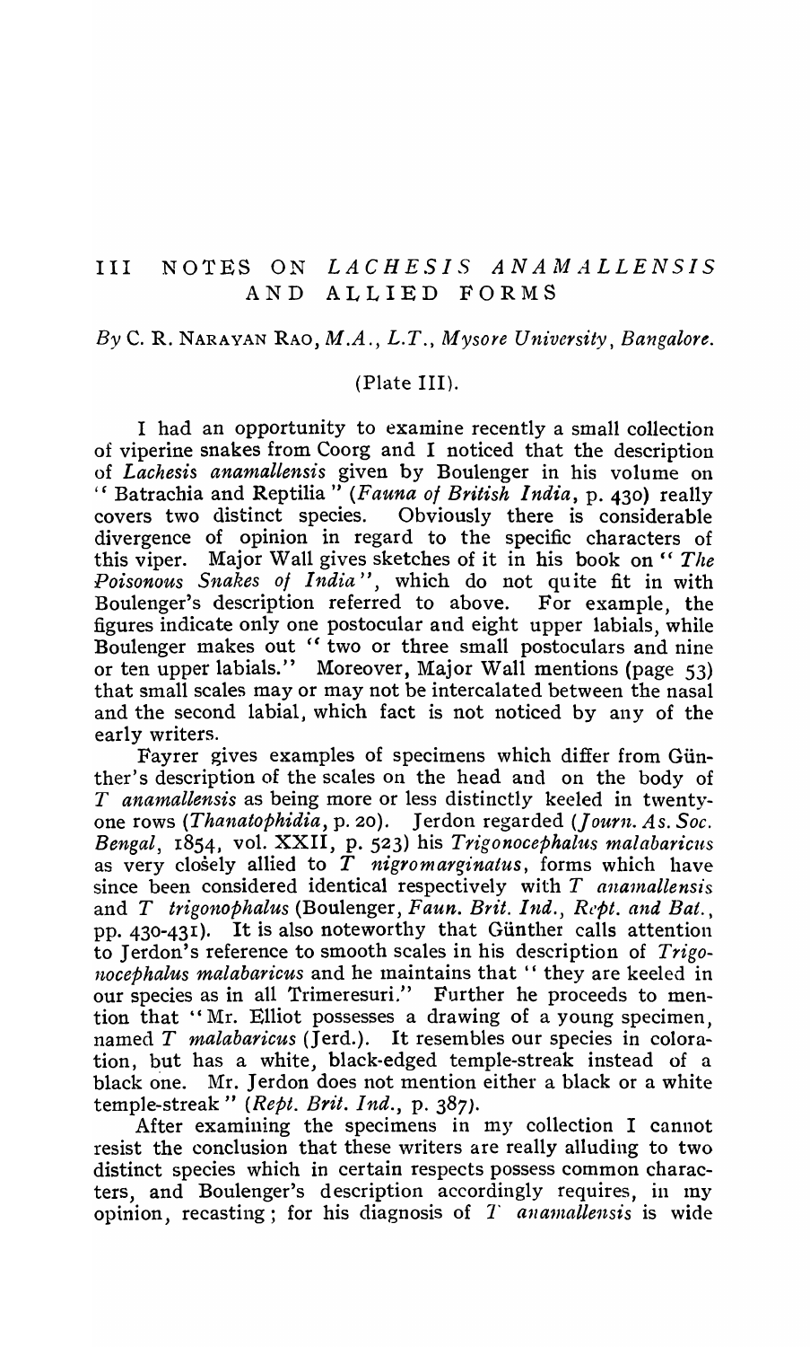# III NOTES ON *LACHESIS ANAMALLENSIS* AND ALLIED FORMS

*By* C. R. NARAYAN RAO, *M.A., L.T., Mysore University, Bangalore.*

(Plate III).

I had an opportunity to examine recently a small collection of viperine snakes from Coorg and I noticed that the description of *Lachesis anamallensis* given by Boulenger in his volume on "Batrachia and Reptilia" (*Fauna of British India*, p. 430) really covers two distinct species. Obviously there is considerable divergence of opinion in regard to the specific characters of this viper. Major Wall gives sketches of it in his book on "*The Poisonous Snakes of India*", which do not quite fit in with Boulenger's description referred to above. For example, the figures indicate only one postocular and eight upper labials, while Boulenger makes out "two or three small postoculars and nine or ten upper labials." Moreover, Major Wall mentions (page 53) that small scales may or may not be intercalated between the nasal and the second labial, which fact is not noticed by any of the early writers.

Fayrer gives examples of specimens which differ from Günther's description of the scales on the head and on the body of *T anamallensis* as being more or less distinctly keeled in twenty-one rows (*Thanatophidia*, p. 20). Jerdon regarded (*Journ. As. Soc. Bengal*, 1854, vol. XXII, p. 523) his *Trigonocephalus malabaricus* as very closely allied to *T nigromarginatus*, forms which have since been considered identical respectively with *T anamallensis* and *T trigonophalus* (Boulenger, *Faun. Brit. Ind., Rept. and Bat.*, pp. 430-431). It is also noteworthy that Günther calls attention to Jerdon's reference to smooth scales in his description of *Trigonocephalus malabaricus* and he maintains that "they are keeled in our species as in all Trimeresuri." Further he proceeds to mention that "Mr. Elliot possesses a drawing of a young specimen, named *T malabaricus* (Jerd.). It resembles our species in coloration, but has a white, black-edged temple-streak instead of a black one. Mr. Jerdon does not mention either a black or a white temple-streak" (*Rept. Brit. Ind.*, p. 387).

After examining the specimens in my collection I cannot resist the conclusion that these writers are really alluding to two distinct species which in certain respects possess common characters, and Boulenger's description accordingly requires, in my opinion, recasting; for his diagnosis of *T anamallensis* is wide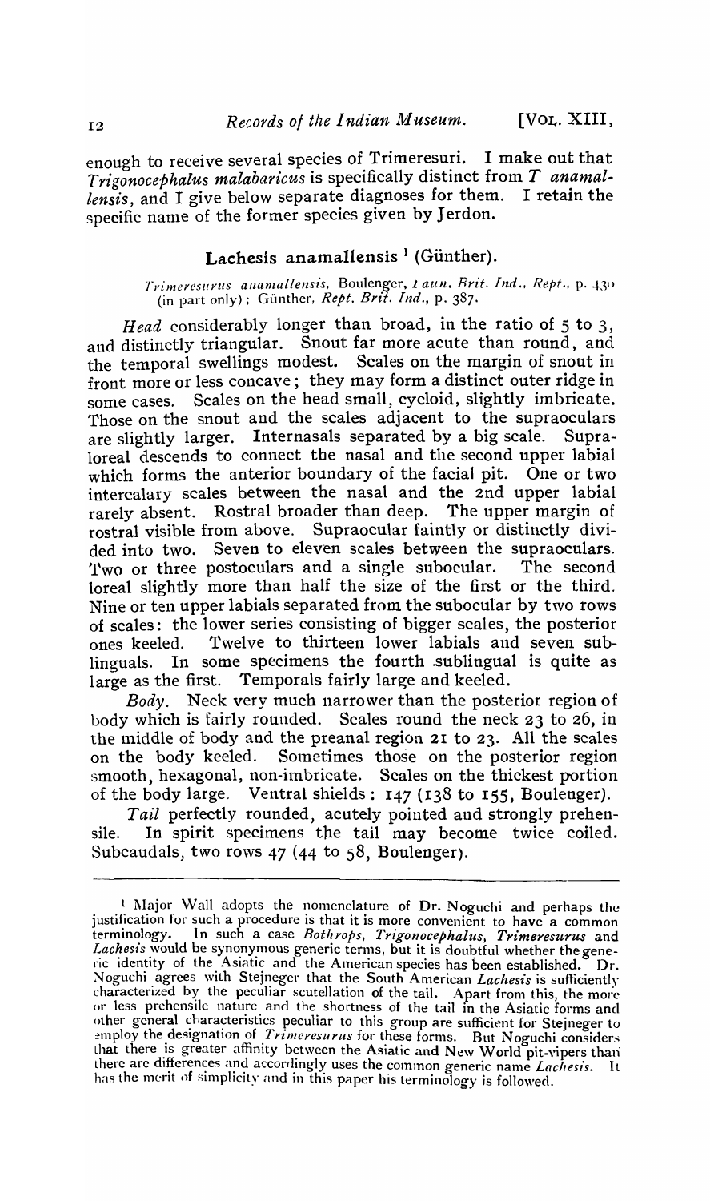enough to receive several species of Trimeresuri. I make out that *Trigonocephalus malabaricus* is specifically distinct from *T anamallensis*, and I give below separate diagnoses for them. I retain the specific name of the former species given by Jerdon.

## Lachesis anamallensis [1] (Günther).

*Trimeresurus anamallensis*, Boulenger, *Faun. Brit. Ind., Rept.*, p. 430 (in part only); Günther, *Rept. Brit. Ind.*, p. 387.

*Head* considerably longer than broad, in the ratio of 5 to 3, and distinctly triangular. Snout far more acute than round, and the temporal swellings modest. Scales on the margin of snout in front more or less concave; they may form a distinct outer ridge in some cases. Scales on the head small, cycloid, slightly imbricate. Those on the snout and the scales adjacent to the supraoculars are slightly larger. Internasals separated by a big scale. Supraloreal descends to connect the nasal and the second upper labial which forms the anterior boundary of the facial pit. One or two intercalary scales between the nasal and the 2nd upper labial rarely absent. Rostral broader than deep. The upper margin of rostral visible from above. Supraocular faintly or distinctly divided into two. Seven to eleven scales between the supraoculars. Two or three postoculars and a single subocular. The second loreal slightly more than half the size of the first or the third. Nine or ten upper labials separated from the subocular by two rows of scales: the lower series consisting of bigger scales, the posterior ones keeled. Twelve to thirteen lower labials and seven sublinguals. In some specimens the fourth sublingual is quite as large as the first. Temporals fairly large and keeled.

*Body*. Neck very much narrower than the posterior region of body which is fairly rounded. Scales round the neck 23 to 26, in the middle of body and the preanal region 21 to 23. All the scales on the body keeled. Sometimes those on the posterior region smooth, hexagonal, non-imbricate. Scales on the thickest portion of the body large. Ventral shields: 147 (138 to 155, Boulenger).

*Tail* perfectly rounded, acutely pointed and strongly prehensile. In spirit specimens the tail may become twice coiled. Subcaudals, two rows 47 (44 to 58, Boulenger).

---

[1] Major Wall adopts the nomenclature of Dr. Noguchi and perhaps the justification for such a procedure is that it is more convenient to have a common terminology. In such a case *Bothrops*, *Trigonocephalus*, *Trimeresurus* and *Lachesis* would be synonymous generic terms, but it is doubtful whether the generic identity of the Asiatic and the American species has been established. Dr. Noguchi agrees with Stejneger that the South American *Lachesis* is sufficiently characterized by the peculiar scutellation of the tail. Apart from this, the more or less prehensile nature and the shortness of the tail in the Asiatic forms and other general characteristics peculiar to this group are sufficient for Stejneger to employ the designation of *Trimeresurus* for these forms. But Noguchi considers that there is greater affinity between the Asiatic and New World pit-vipers than there are differences and accordingly uses the common generic name *Lachesis*. It has the merit of simplicity and in this paper his terminology is followed.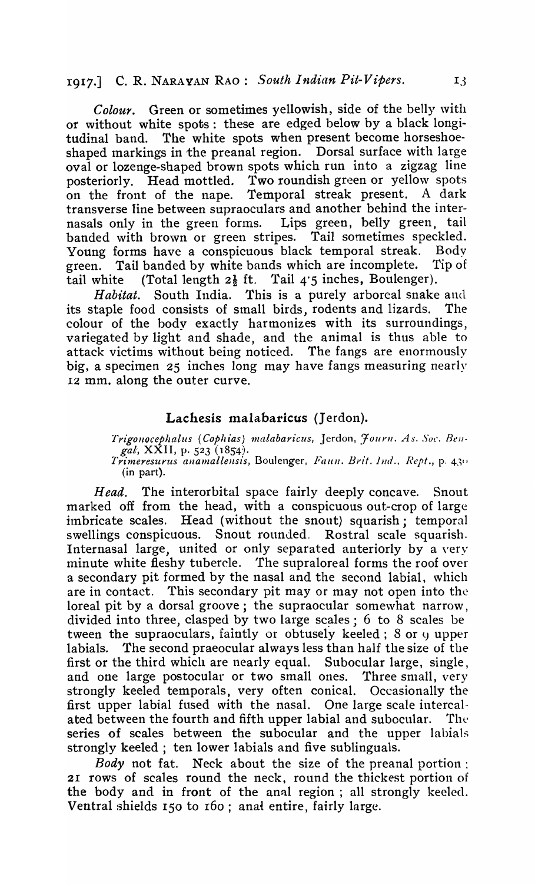*Colour*. Green or sometimes yellowish, side of the belly with or without white spots: these are edged below by a black longitudinal band. The white spots when present become horseshoe-shaped markings in the preanal region. Dorsal surface with large oval or lozenge-shaped brown spots which run into a zigzag line posteriorly. Head mottled. Two roundish green or yellow spots on the front of the nape. Temporal streak present. A dark transverse line between supraoculars and another behind the internasals only in the green forms. Lips green, belly green, tail banded with brown or green stripes. Tail sometimes speckled. Young forms have a conspicuous black temporal streak. Body green. Tail banded by white bands which are incomplete. Tip of tail white (Total length 2½ ft. Tail 4·5 inches, Boulenger).

*Habitat*. South India. This is a purely arboreal snake and its staple food consists of small birds, rodents and lizards. The colour of the body exactly harmonizes with its surroundings, variegated by light and shade, and the animal is thus able to attack victims without being noticed. The fangs are enormously big, a specimen 25 inches long may have fangs measuring nearly 12 mm. along the outer curve.

## Lachesis malabaricus (Jerdon).

*Trigonocephalus (Cophias) malabaricus*, Jerdon, *Journ. As. Soc. Bengal*, XXII, p. 523 (1854).
*Trimeresurus anamallensis*, Boulenger, *Faun. Brit. Ind., Rept.*, p. 430 (in part).

*Head*. The interorbital space fairly deeply concave. Snout marked off from the head, with a conspicuous out-crop of large imbricate scales. Head (without the snout) squarish; temporal swellings conspicuous. Snout rounded. Rostral scale squarish. Internasal large, united or only separated anteriorly by a very minute white fleshy tubercle. The supraloreal forms the roof over a secondary pit formed by the nasal and the second labial, which are in contact. This secondary pit may or may not open into the loreal pit by a dorsal groove; the supraocular somewhat narrow, divided into three, clasped by two large scales; 6 to 8 scales between the supraoculars, faintly or obtusely keeled; 8 or 9 upper labials. The second praeocular always less than half the size of the first or the third which are nearly equal. Subocular large, single, and one large postocular or two small ones. Three small, very strongly keeled temporals, very often conical. Occasionally the first upper labial fused with the nasal. One large scale intercalated between the fourth and fifth upper labial and subocular. The series of scales between the subocular and the upper labials strongly keeled; ten lower labials and five sublinguals.

*Body* not fat. Neck about the size of the preanal portion; 21 rows of scales round the neck, round the thickest portion of the body and in front of the anal region; all strongly keeled. Ventral shields 150 to 160; anal entire, fairly large.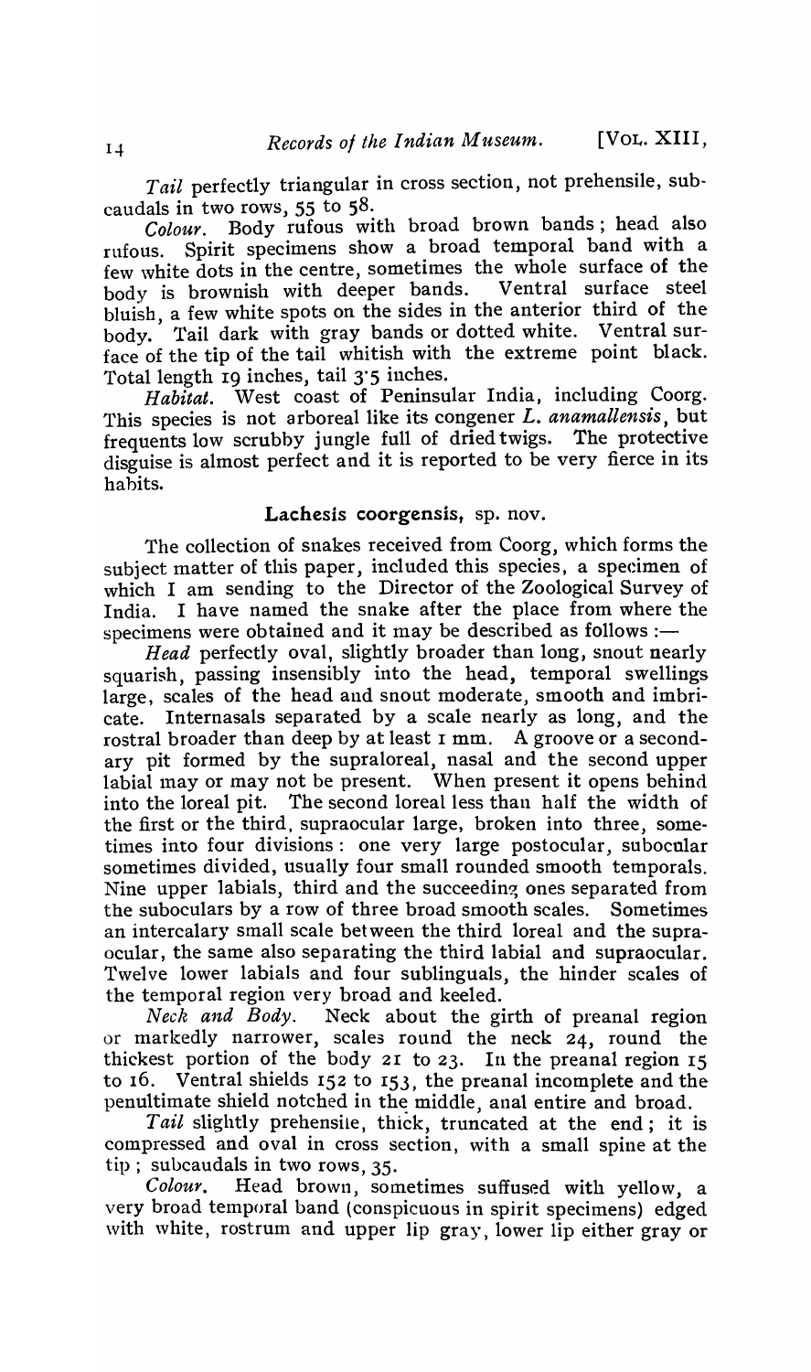*Tail* perfectly triangular in cross section, not prehensile, subcaudals in two rows, 55 to 58.

*Colour.* Body rufous with broad brown bands; head also rufous. Spirit specimens show a broad temporal band with a few white dots in the centre, sometimes the whole surface of the body is brownish with deeper bands. Ventral surface steel bluish, a few white spots on the sides in the anterior third of the body. Tail dark with gray bands or dotted white. Ventral surface of the tip of the tail whitish with the extreme point black. Total length 19 inches, tail 3·5 inches.

*Habitat.* West coast of Peninsular India, including Coorg. This species is not arboreal like its congener *L. anamallensis*, but frequents low scrubby jungle full of dried twigs. The protective disguise is almost perfect and it is reported to be very fierce in its habits.

### Lachesis coorgensis, sp. nov.

The collection of snakes received from Coorg, which forms the subject matter of this paper, included this species, a specimen of which I am sending to the Director of the Zoological Survey of India. I have named the snake after the place from where the specimens were obtained and it may be described as follows :—

*Head* perfectly oval, slightly broader than long, snout nearly squarish, passing insensibly into the head, temporal swellings large, scales of the head and snout moderate, smooth and imbricate. Internasals separated by a scale nearly as long, and the rostral broader than deep by at least 1 mm. A groove or a secondary pit formed by the supraloreal, nasal and the second upper labial may or may not be present. When present it opens behind into the loreal pit. The second loreal less than half the width of the first or the third, supraocular large, broken into three, sometimes into four divisions: one very large postocular, subocular sometimes divided, usually four small rounded smooth temporals. Nine upper labials, third and the succeeding ones separated from the suboculars by a row of three broad smooth scales. Sometimes an intercalary small scale between the third loreal and the supraocular, the same also separating the third labial and supraocular. Twelve lower labials and four sublinguals, the hinder scales of the temporal region very broad and keeled.

*Neck and Body.* Neck about the girth of preanal region or markedly narrower, scales round the neck 24, round the thickest portion of the body 21 to 23. In the preanal region 15 to 16. Ventral shields 152 to 153, the preanal incomplete and the penultimate shield notched in the middle, anal entire and broad.

*Tail* slightly prehensile, thick, truncated at the end; it is compressed and oval in cross section, with a small spine at the tip; subcaudals in two rows, 35.

*Colour.* Head brown, sometimes suffused with yellow, a very broad temporal band (conspicuous in spirit specimens) edged with white, rostrum and upper lip gray, lower lip either gray or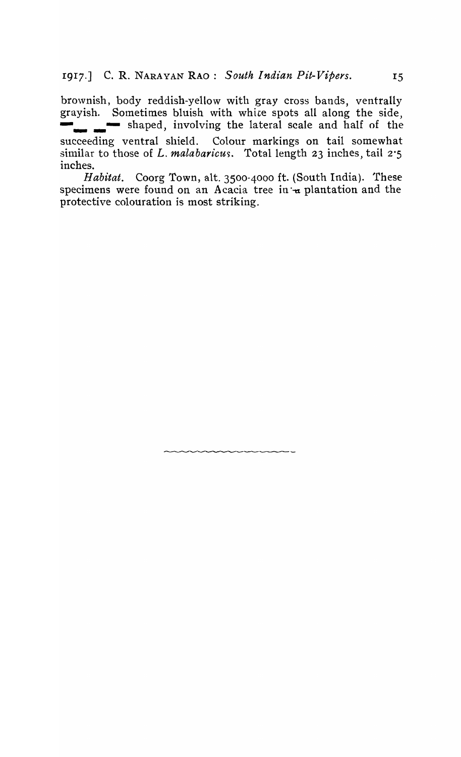brownish, body reddish-yellow with gray cross bands, ventrally grayish. Sometimes bluish with white spots all along the side, ▬▁▁▁▬ shaped, involving the lateral scale and half of the succeeding ventral shield. Colour markings on tail somewhat similar to those of *L. malabaricus*. Total length 23 inches, tail 2·5 inches.

*Habitat.* Coorg Town, alt. 3500-4000 ft. (South India). These specimens were found on an Acacia tree in a plantation and the protective colouration is most striking.